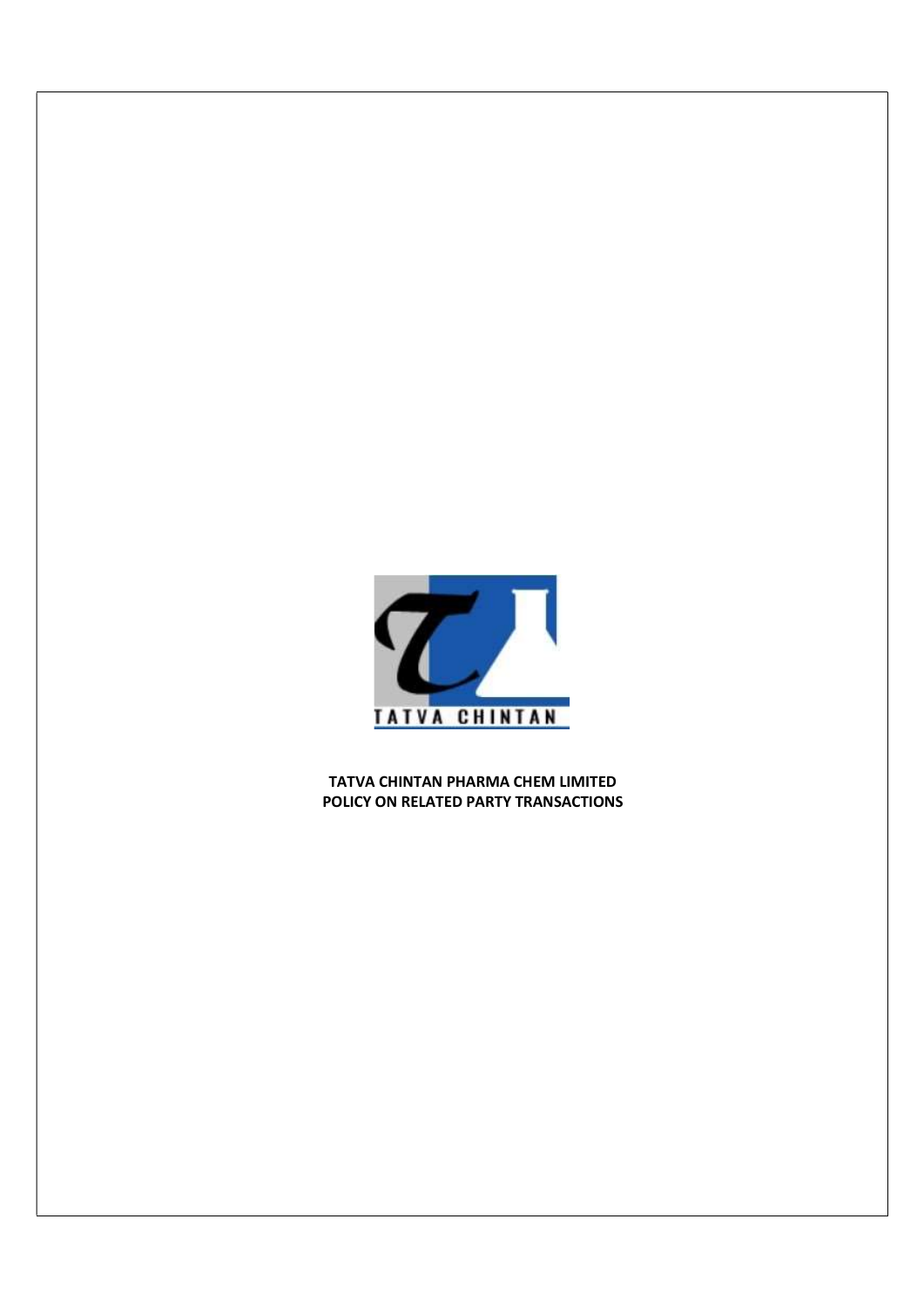**TATVA CHINTAN PHARMA CHEM LIMITED**
**POLICY ON RELATED PARTY TRANSACTIONS**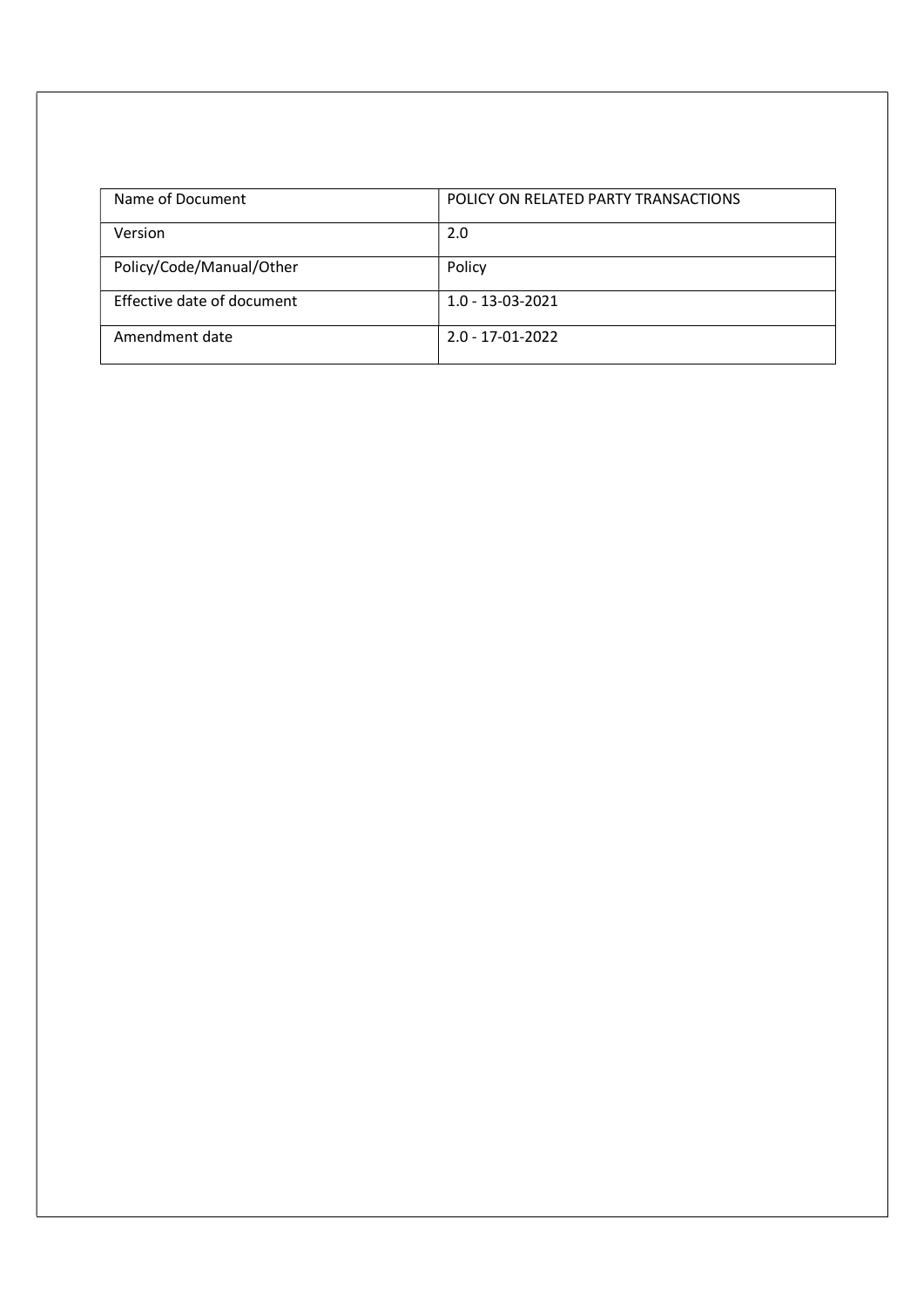| Name of Document | POLICY ON RELATED PARTY TRANSACTIONS |
| --- | --- |
| Version | 2.0 |
| Policy/Code/Manual/Other | Policy |
| Effective date of document | 1.0 - 13-03-2021 |
| Amendment date | 2.0 - 17-01-2022 |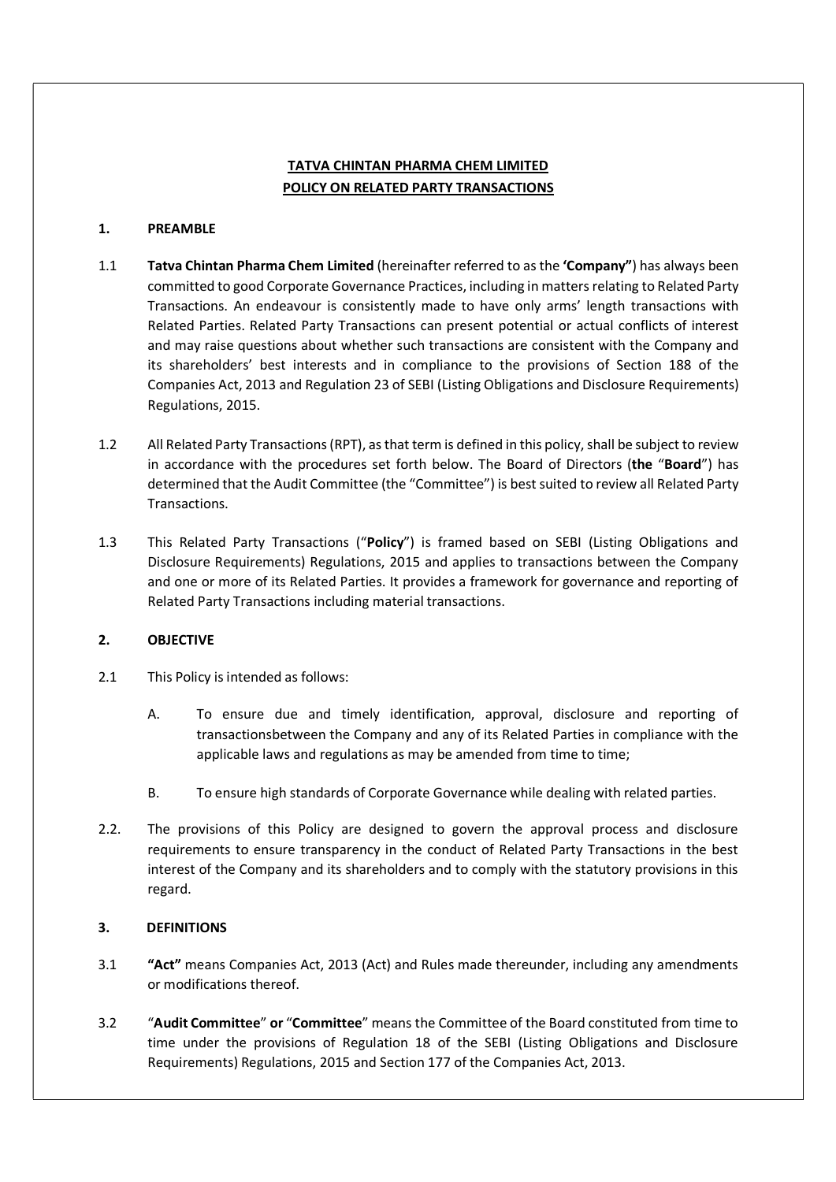**TATVA CHINTAN PHARMA CHEM LIMITED**
**POLICY ON RELATED PARTY TRANSACTIONS**

## 1. PREAMBLE

1.1 **Tatva Chintan Pharma Chem Limited** (hereinafter referred to as the **'Company"**) has always been committed to good Corporate Governance Practices, including in matters relating to Related Party Transactions. An endeavour is consistently made to have only arms' length transactions with Related Parties. Related Party Transactions can present potential or actual conflicts of interest and may raise questions about whether such transactions are consistent with the Company and its shareholders' best interests and in compliance to the provisions of Section 188 of the Companies Act, 2013 and Regulation 23 of SEBI (Listing Obligations and Disclosure Requirements) Regulations, 2015.

1.2 All Related Party Transactions (RPT), as that term is defined in this policy, shall be subject to review in accordance with the procedures set forth below. The Board of Directors (**the** "**Board**") has determined that the Audit Committee (the "Committee") is best suited to review all Related Party Transactions.

1.3 This Related Party Transactions ("**Policy**") is framed based on SEBI (Listing Obligations and Disclosure Requirements) Regulations, 2015 and applies to transactions between the Company and one or more of its Related Parties. It provides a framework for governance and reporting of Related Party Transactions including material transactions.

## 2. OBJECTIVE

2.1 This Policy is intended as follows:

A. To ensure due and timely identification, approval, disclosure and reporting of transactionsbetween the Company and any of its Related Parties in compliance with the applicable laws and regulations as may be amended from time to time;

B. To ensure high standards of Corporate Governance while dealing with related parties.

2.2. The provisions of this Policy are designed to govern the approval process and disclosure requirements to ensure transparency in the conduct of Related Party Transactions in the best interest of the Company and its shareholders and to comply with the statutory provisions in this regard.

## 3. DEFINITIONS

3.1 **"Act"** means Companies Act, 2013 (Act) and Rules made thereunder, including any amendments or modifications thereof.

3.2 "**Audit Committee**" **or** "**Committee**" means the Committee of the Board constituted from time to time under the provisions of Regulation 18 of the SEBI (Listing Obligations and Disclosure Requirements) Regulations, 2015 and Section 177 of the Companies Act, 2013.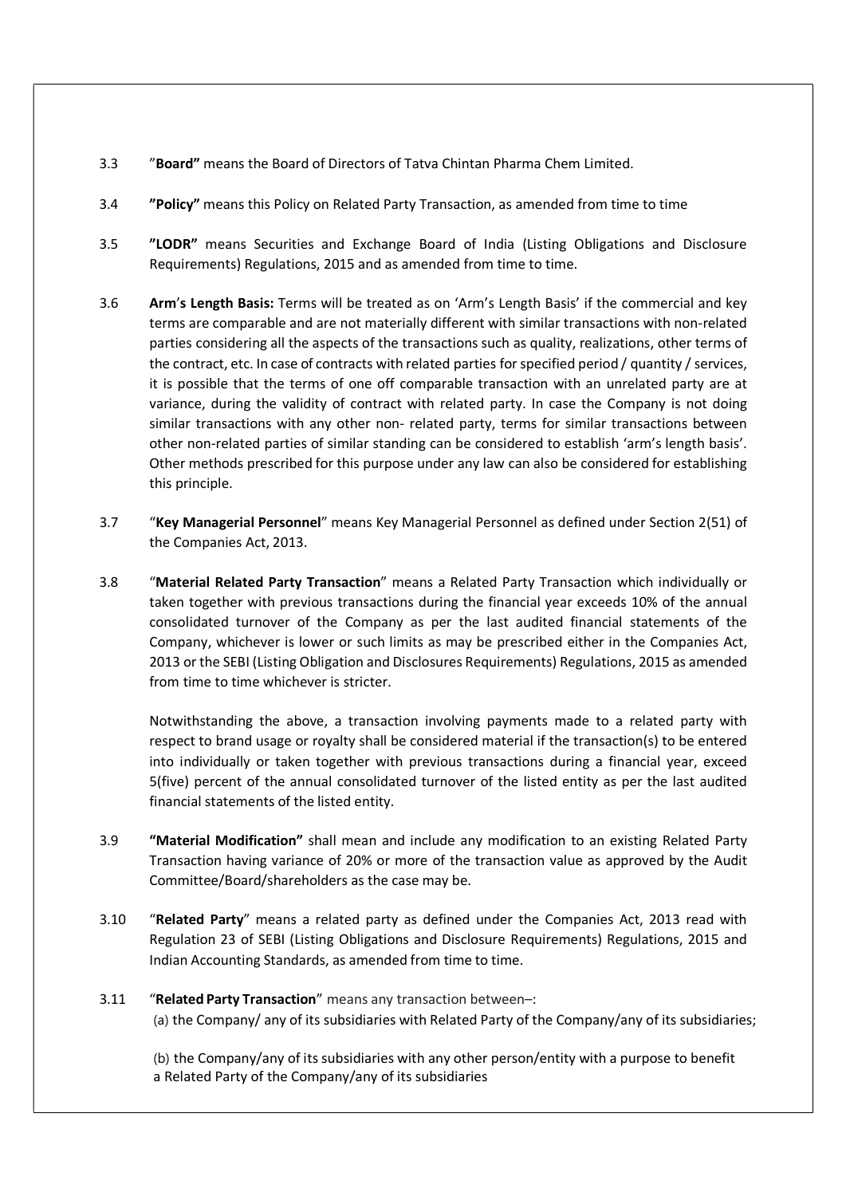3.3 ”**Board”** means the Board of Directors of Tatva Chintan Pharma Chem Limited.

3.4 **”Policy”** means this Policy on Related Party Transaction, as amended from time to time

3.5 **”LODR”** means Securities and Exchange Board of India (Listing Obligations and Disclosure Requirements) Regulations, 2015 and as amended from time to time.

3.6 **Arm’s Length Basis:** Terms will be treated as on ‘Arm’s Length Basis’ if the commercial and key terms are comparable and are not materially different with similar transactions with non-related parties considering all the aspects of the transactions such as quality, realizations, other terms of the contract, etc. In case of contracts with related parties for specified period / quantity / services, it is possible that the terms of one off comparable transaction with an unrelated party are at variance, during the validity of contract with related party. In case the Company is not doing similar transactions with any other non- related party, terms for similar transactions between other non-related parties of similar standing can be considered to establish ‘arm’s length basis’. Other methods prescribed for this purpose under any law can also be considered for establishing this principle.

3.7 “**Key Managerial Personnel**” means Key Managerial Personnel as defined under Section 2(51) of the Companies Act, 2013.

3.8 “**Material Related Party Transaction**” means a Related Party Transaction which individually or taken together with previous transactions during the financial year exceeds 10% of the annual consolidated turnover of the Company as per the last audited financial statements of the Company, whichever is lower or such limits as may be prescribed either in the Companies Act, 2013 or the SEBI (Listing Obligation and Disclosures Requirements) Regulations, 2015 as amended from time to time whichever is stricter.

Notwithstanding the above, a transaction involving payments made to a related party with respect to brand usage or royalty shall be considered material if the transaction(s) to be entered into individually or taken together with previous transactions during a financial year, exceed 5(five) percent of the annual consolidated turnover of the listed entity as per the last audited financial statements of the listed entity.

3.9 **“Material Modification”** shall mean and include any modification to an existing Related Party Transaction having variance of 20% or more of the transaction value as approved by the Audit Committee/Board/shareholders as the case may be.

3.10 “**Related Party**” means a related party as defined under the Companies Act, 2013 read with Regulation 23 of SEBI (Listing Obligations and Disclosure Requirements) Regulations, 2015 and Indian Accounting Standards, as amended from time to time.

3.11 “**Related Party Transaction**” means any transaction between–:

(a) the Company/ any of its subsidiaries with Related Party of the Company/any of its subsidiaries;

(b) the Company/any of its subsidiaries with any other person/entity with a purpose to benefit a Related Party of the Company/any of its subsidiaries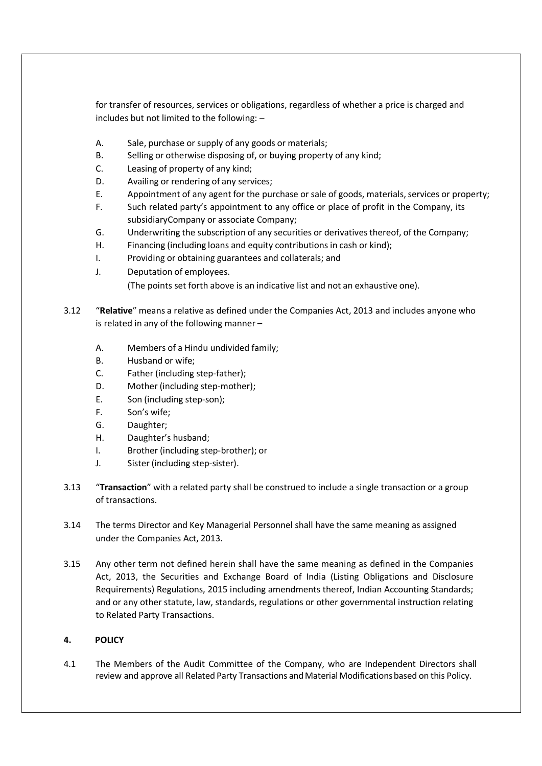for transfer of resources, services or obligations, regardless of whether a price is charged and includes but not limited to the following: –

A. Sale, purchase or supply of any goods or materials;
B. Selling or otherwise disposing of, or buying property of any kind;
C. Leasing of property of any kind;
D. Availing or rendering of any services;
E. Appointment of any agent for the purchase or sale of goods, materials, services or property;
F. Such related party's appointment to any office or place of profit in the Company, its subsidiaryCompany or associate Company;
G. Underwriting the subscription of any securities or derivatives thereof, of the Company;
H. Financing (including loans and equity contributions in cash or kind);
I. Providing or obtaining guarantees and collaterals; and
J. Deputation of employees.

(The points set forth above is an indicative list and not an exhaustive one).

3.12 "**Relative**" means a relative as defined under the Companies Act, 2013 and includes anyone who is related in any of the following manner –

A. Members of a Hindu undivided family;
B. Husband or wife;
C. Father (including step-father);
D. Mother (including step-mother);
E. Son (including step-son);
F. Son's wife;
G. Daughter;
H. Daughter's husband;
I. Brother (including step-brother); or
J. Sister (including step-sister).

3.13 "**Transaction**" with a related party shall be construed to include a single transaction or a group of transactions.

3.14 The terms Director and Key Managerial Personnel shall have the same meaning as assigned under the Companies Act, 2013.

3.15 Any other term not defined herein shall have the same meaning as defined in the Companies Act, 2013, the Securities and Exchange Board of India (Listing Obligations and Disclosure Requirements) Regulations, 2015 including amendments thereof, Indian Accounting Standards; and or any other statute, law, standards, regulations or other governmental instruction relating to Related Party Transactions.

## 4. POLICY

4.1 The Members of the Audit Committee of the Company, who are Independent Directors shall review and approve all Related Party Transactions and Material Modifications based on this Policy.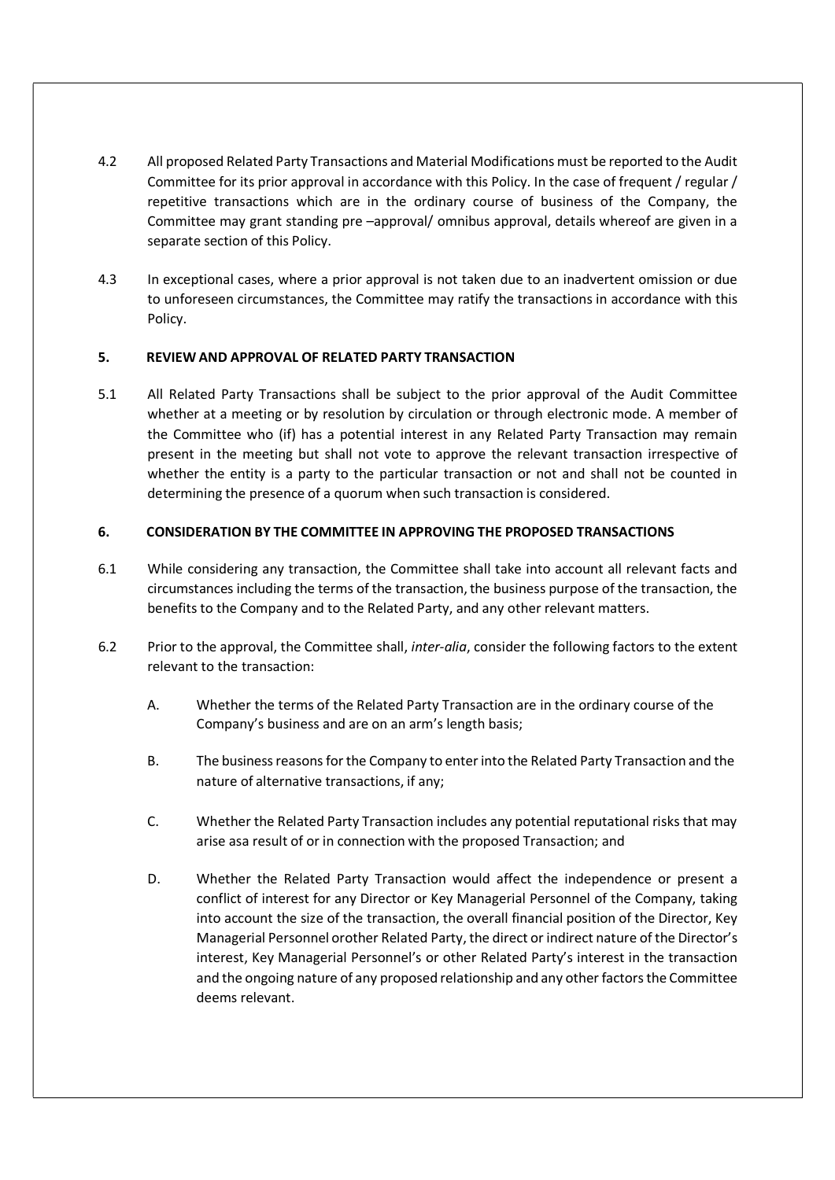4.2 All proposed Related Party Transactions and Material Modifications must be reported to the Audit Committee for its prior approval in accordance with this Policy. In the case of frequent / regular / repetitive transactions which are in the ordinary course of business of the Company, the Committee may grant standing pre –approval/ omnibus approval, details whereof are given in a separate section of this Policy.

4.3 In exceptional cases, where a prior approval is not taken due to an inadvertent omission or due to unforeseen circumstances, the Committee may ratify the transactions in accordance with this Policy.

## 5. REVIEW AND APPROVAL OF RELATED PARTY TRANSACTION

5.1 All Related Party Transactions shall be subject to the prior approval of the Audit Committee whether at a meeting or by resolution by circulation or through electronic mode. A member of the Committee who (if) has a potential interest in any Related Party Transaction may remain present in the meeting but shall not vote to approve the relevant transaction irrespective of whether the entity is a party to the particular transaction or not and shall not be counted in determining the presence of a quorum when such transaction is considered.

## 6. CONSIDERATION BY THE COMMITTEE IN APPROVING THE PROPOSED TRANSACTIONS

6.1 While considering any transaction, the Committee shall take into account all relevant facts and circumstances including the terms of the transaction, the business purpose of the transaction, the benefits to the Company and to the Related Party, and any other relevant matters.

6.2 Prior to the approval, the Committee shall, *inter-alia*, consider the following factors to the extent relevant to the transaction:

A. Whether the terms of the Related Party Transaction are in the ordinary course of the Company's business and are on an arm's length basis;

B. The business reasons for the Company to enter into the Related Party Transaction and the nature of alternative transactions, if any;

C. Whether the Related Party Transaction includes any potential reputational risks that may arise asa result of or in connection with the proposed Transaction; and

D. Whether the Related Party Transaction would affect the independence or present a conflict of interest for any Director or Key Managerial Personnel of the Company, taking into account the size of the transaction, the overall financial position of the Director, Key Managerial Personnel orother Related Party, the direct or indirect nature of the Director's interest, Key Managerial Personnel's or other Related Party's interest in the transaction and the ongoing nature of any proposed relationship and any other factors the Committee deems relevant.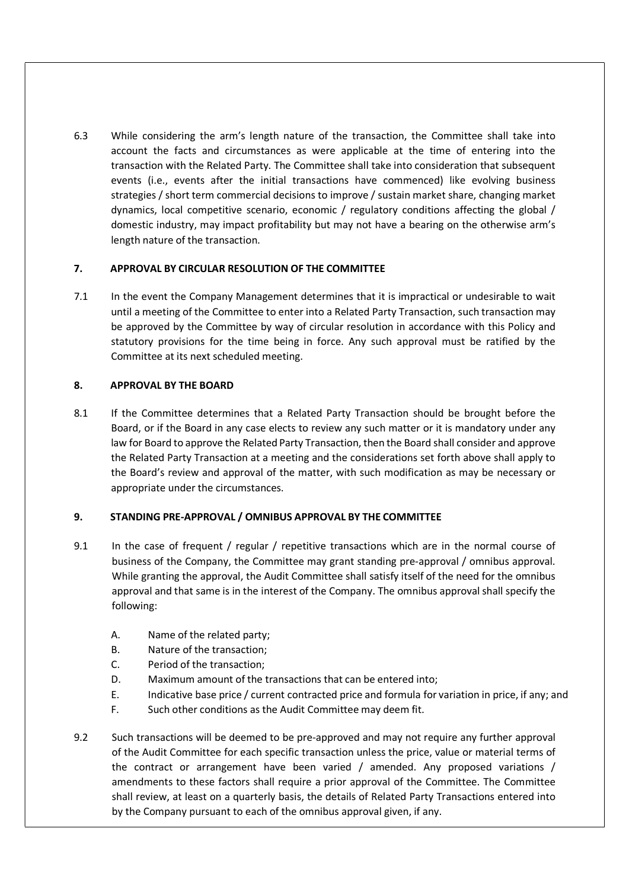6.3 While considering the arm's length nature of the transaction, the Committee shall take into account the facts and circumstances as were applicable at the time of entering into the transaction with the Related Party. The Committee shall take into consideration that subsequent events (i.e., events after the initial transactions have commenced) like evolving business strategies / short term commercial decisions to improve / sustain market share, changing market dynamics, local competitive scenario, economic / regulatory conditions affecting the global / domestic industry, may impact profitability but may not have a bearing on the otherwise arm's length nature of the transaction.

## 7. APPROVAL BY CIRCULAR RESOLUTION OF THE COMMITTEE

7.1 In the event the Company Management determines that it is impractical or undesirable to wait until a meeting of the Committee to enter into a Related Party Transaction, such transaction may be approved by the Committee by way of circular resolution in accordance with this Policy and statutory provisions for the time being in force. Any such approval must be ratified by the Committee at its next scheduled meeting.

## 8. APPROVAL BY THE BOARD

8.1 If the Committee determines that a Related Party Transaction should be brought before the Board, or if the Board in any case elects to review any such matter or it is mandatory under any law for Board to approve the Related Party Transaction, then the Board shall consider and approve the Related Party Transaction at a meeting and the considerations set forth above shall apply to the Board's review and approval of the matter, with such modification as may be necessary or appropriate under the circumstances.

## 9. STANDING PRE-APPROVAL / OMNIBUS APPROVAL BY THE COMMITTEE

9.1 In the case of frequent / regular / repetitive transactions which are in the normal course of business of the Company, the Committee may grant standing pre-approval / omnibus approval. While granting the approval, the Audit Committee shall satisfy itself of the need for the omnibus approval and that same is in the interest of the Company. The omnibus approval shall specify the following:

A. Name of the related party;

B. Nature of the transaction;

C. Period of the transaction;

D. Maximum amount of the transactions that can be entered into;

E. Indicative base price / current contracted price and formula for variation in price, if any; and

F. Such other conditions as the Audit Committee may deem fit.

9.2 Such transactions will be deemed to be pre-approved and may not require any further approval of the Audit Committee for each specific transaction unless the price, value or material terms of the contract or arrangement have been varied / amended. Any proposed variations / amendments to these factors shall require a prior approval of the Committee. The Committee shall review, at least on a quarterly basis, the details of Related Party Transactions entered into by the Company pursuant to each of the omnibus approval given, if any.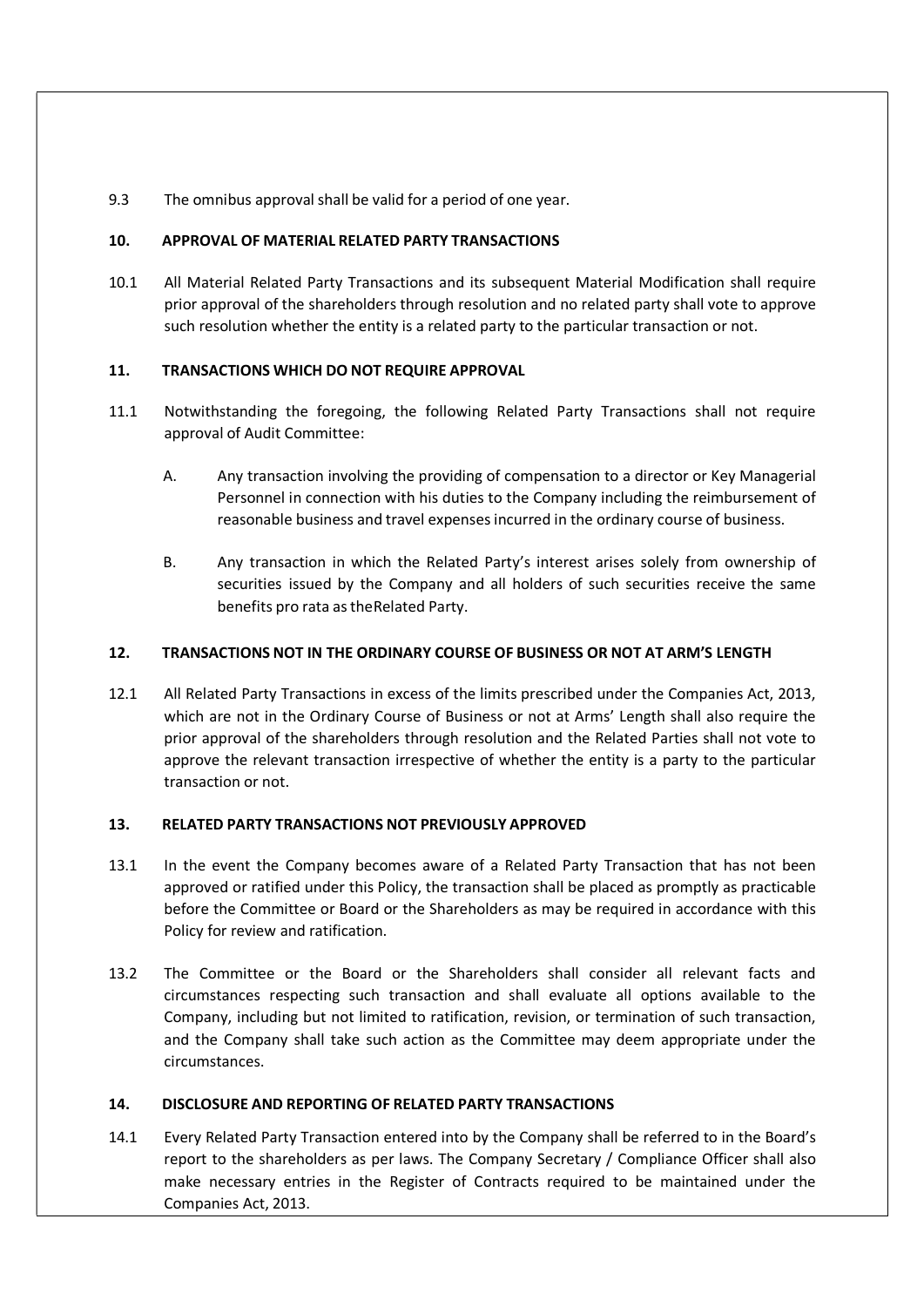9.3 The omnibus approval shall be valid for a period of one year.

## 10. APPROVAL OF MATERIAL RELATED PARTY TRANSACTIONS

10.1 All Material Related Party Transactions and its subsequent Material Modification shall require prior approval of the shareholders through resolution and no related party shall vote to approve such resolution whether the entity is a related party to the particular transaction or not.

## 11. TRANSACTIONS WHICH DO NOT REQUIRE APPROVAL

11.1 Notwithstanding the foregoing, the following Related Party Transactions shall not require approval of Audit Committee:

A. Any transaction involving the providing of compensation to a director or Key Managerial Personnel in connection with his duties to the Company including the reimbursement of reasonable business and travel expenses incurred in the ordinary course of business.

B. Any transaction in which the Related Party's interest arises solely from ownership of securities issued by the Company and all holders of such securities receive the same benefits pro rata as theRelated Party.

## 12. TRANSACTIONS NOT IN THE ORDINARY COURSE OF BUSINESS OR NOT AT ARM'S LENGTH

12.1 All Related Party Transactions in excess of the limits prescribed under the Companies Act, 2013, which are not in the Ordinary Course of Business or not at Arms' Length shall also require the prior approval of the shareholders through resolution and the Related Parties shall not vote to approve the relevant transaction irrespective of whether the entity is a party to the particular transaction or not.

## 13. RELATED PARTY TRANSACTIONS NOT PREVIOUSLY APPROVED

13.1 In the event the Company becomes aware of a Related Party Transaction that has not been approved or ratified under this Policy, the transaction shall be placed as promptly as practicable before the Committee or Board or the Shareholders as may be required in accordance with this Policy for review and ratification.

13.2 The Committee or the Board or the Shareholders shall consider all relevant facts and circumstances respecting such transaction and shall evaluate all options available to the Company, including but not limited to ratification, revision, or termination of such transaction, and the Company shall take such action as the Committee may deem appropriate under the circumstances.

## 14. DISCLOSURE AND REPORTING OF RELATED PARTY TRANSACTIONS

14.1 Every Related Party Transaction entered into by the Company shall be referred to in the Board's report to the shareholders as per laws. The Company Secretary / Compliance Officer shall also make necessary entries in the Register of Contracts required to be maintained under the Companies Act, 2013.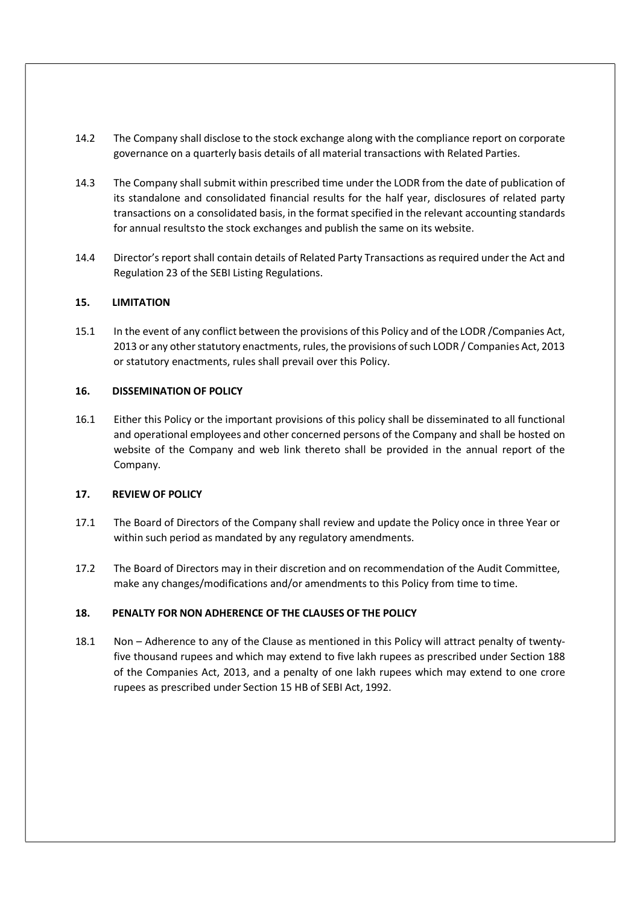14.2 The Company shall disclose to the stock exchange along with the compliance report on corporate governance on a quarterly basis details of all material transactions with Related Parties.

14.3 The Company shall submit within prescribed time under the LODR from the date of publication of its standalone and consolidated financial results for the half year, disclosures of related party transactions on a consolidated basis, in the format specified in the relevant accounting standards for annual resultsto the stock exchanges and publish the same on its website.

14.4 Director's report shall contain details of Related Party Transactions as required under the Act and Regulation 23 of the SEBI Listing Regulations.

## 15. LIMITATION

15.1 In the event of any conflict between the provisions of this Policy and of the LODR /Companies Act, 2013 or any other statutory enactments, rules, the provisions of such LODR / Companies Act, 2013 or statutory enactments, rules shall prevail over this Policy.

## 16. DISSEMINATION OF POLICY

16.1 Either this Policy or the important provisions of this policy shall be disseminated to all functional and operational employees and other concerned persons of the Company and shall be hosted on website of the Company and web link thereto shall be provided in the annual report of the Company.

## 17. REVIEW OF POLICY

17.1 The Board of Directors of the Company shall review and update the Policy once in three Year or within such period as mandated by any regulatory amendments.

17.2 The Board of Directors may in their discretion and on recommendation of the Audit Committee, make any changes/modifications and/or amendments to this Policy from time to time.

## 18. PENALTY FOR NON ADHERENCE OF THE CLAUSES OF THE POLICY

18.1 Non – Adherence to any of the Clause as mentioned in this Policy will attract penalty of twenty-five thousand rupees and which may extend to five lakh rupees as prescribed under Section 188 of the Companies Act, 2013, and a penalty of one lakh rupees which may extend to one crore rupees as prescribed under Section 15 HB of SEBI Act, 1992.